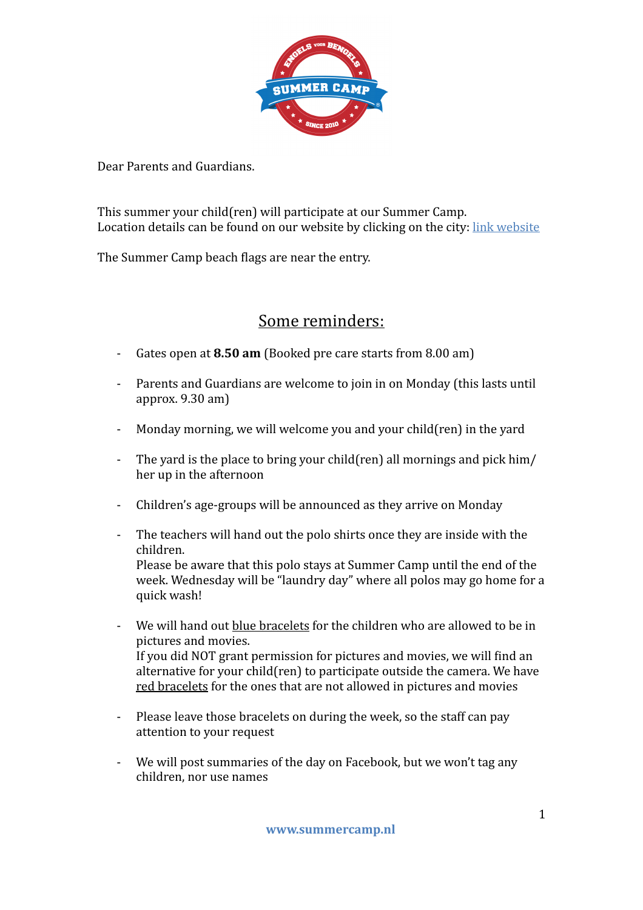Dear Parents and Guardians.

This summer your child(ren) will participate at our Summer Camp.
Location details can be found on our website by clicking on the city: [link website]

The Summer Camp beach flags are near the entry.

## Some reminders:

- Gates open at **8.50 am** (Booked pre care starts from 8.00 am)
- Parents and Guardians are welcome to join in on Monday (this lasts until approx. 9.30 am)
- Monday morning, we will welcome you and your child(ren) in the yard
- The yard is the place to bring your child(ren) all mornings and pick him/her up in the afternoon
- Children's age-groups will be announced as they arrive on Monday
- The teachers will hand out the polo shirts once they are inside with the children.
  Please be aware that this polo stays at Summer Camp until the end of the week. Wednesday will be "laundry day" where all polos may go home for a quick wash!
- We will hand out blue bracelets for the children who are allowed to be in pictures and movies.
  If you did NOT grant permission for pictures and movies, we will find an alternative for your child(ren) to participate outside the camera. We have red bracelets for the ones that are not allowed in pictures and movies
- Please leave those bracelets on during the week, so the staff can pay attention to your request
- We will post summaries of the day on Facebook, but we won't tag any children, nor use names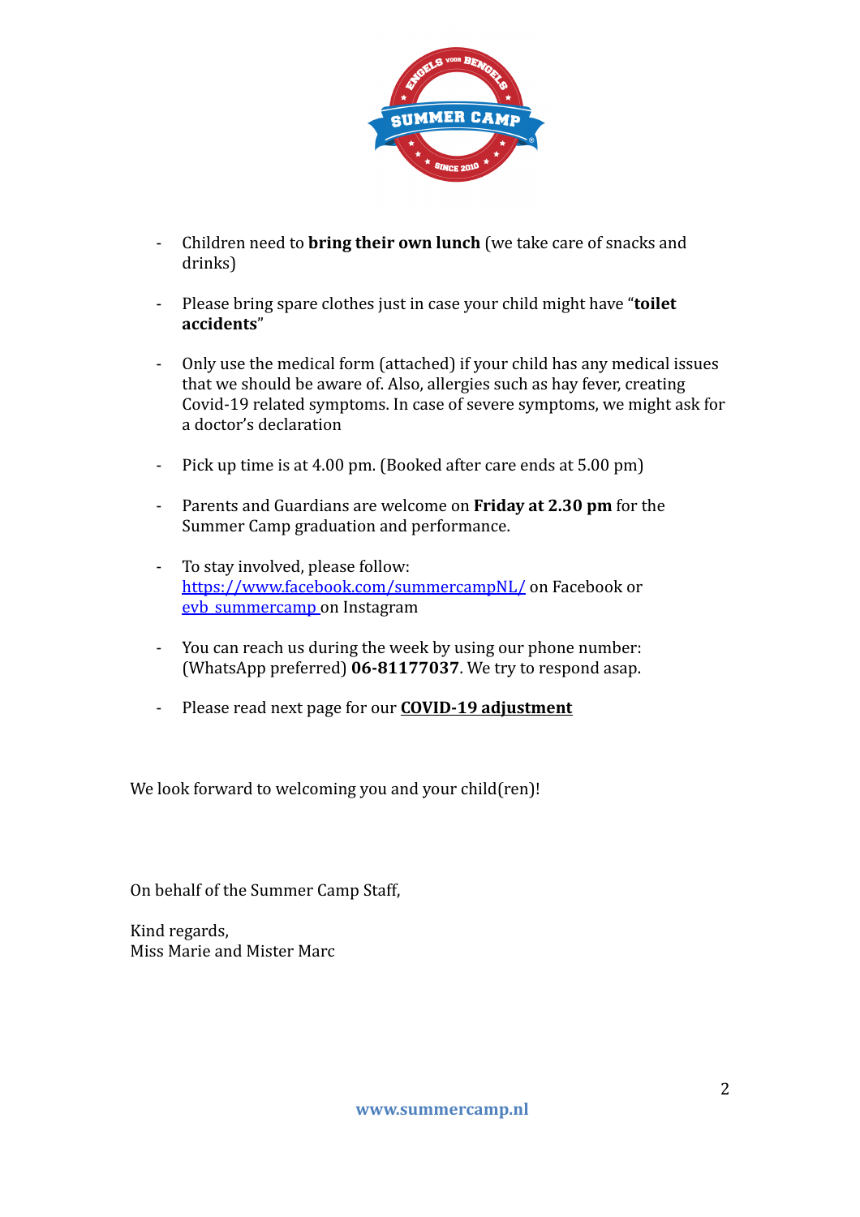- Children need to **bring their own lunch** (we take care of snacks and drinks)

- Please bring spare clothes just in case your child might have "**toilet accidents**"

- Only use the medical form (attached) if your child has any medical issues that we should be aware of. Also, allergies such as hay fever, creating Covid-19 related symptoms. In case of severe symptoms, we might ask for a doctor's declaration

- Pick up time is at 4.00 pm. (Booked after care ends at 5.00 pm)

- Parents and Guardians are welcome on **Friday at 2.30 pm** for the Summer Camp graduation and performance.

- To stay involved, please follow: [https://www.facebook.com/summercampNL/](https://www.facebook.com/summercampNL/) on Facebook or evb_summercamp on Instagram

- You can reach us during the week by using our phone number: (WhatsApp preferred) **06-81177037**. We try to respond asap.

- Please read next page for our **COVID-19 adjustment**

We look forward to welcoming you and your child(ren)!

On behalf of the Summer Camp Staff,

Kind regards,
Miss Marie and Mister Marc

**www.summercamp.nl**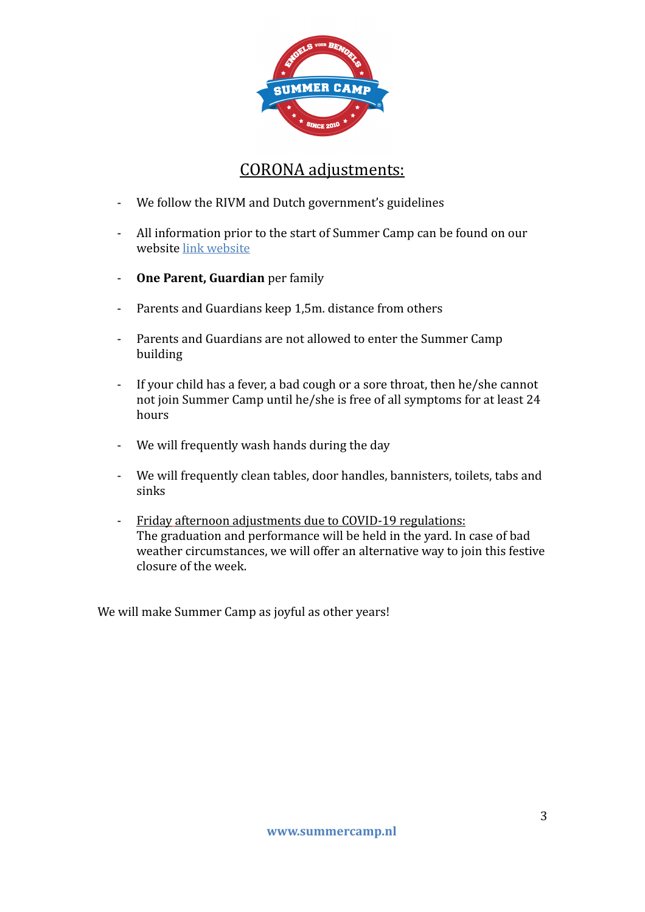## CORONA adjustments:

- We follow the RIVM and Dutch government's guidelines
- All information prior to the start of Summer Camp can be found on our website link website
- **One Parent, Guardian** per family
- Parents and Guardians keep 1,5m. distance from others
- Parents and Guardians are not allowed to enter the Summer Camp building
- If your child has a fever, a bad cough or a sore throat, then he/she cannot not join Summer Camp until he/she is free of all symptoms for at least 24 hours
- We will frequently wash hands during the day
- We will frequently clean tables, door handles, bannisters, toilets, tabs and sinks
- Friday afternoon adjustments due to COVID-19 regulations:
  The graduation and performance will be held in the yard. In case of bad weather circumstances, we will offer an alternative way to join this festive closure of the week.

We will make Summer Camp as joyful as other years!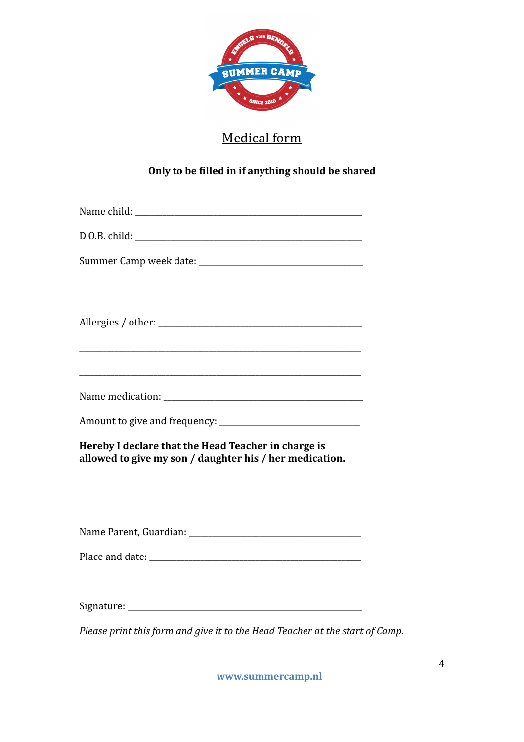# Medical form

**Only to be filled in if anything should be shared**

Name child: ____________________________________________________

D.O.B. child: ____________________________________________________

Summer Camp week date: ______________________________________

Allergies / other: ______________________________________________

_________________________________________________________________

_________________________________________________________________

Name medication: _______________________________________________

Amount to give and frequency: ________________________________

**Hereby I declare that the Head Teacher in charge is allowed to give my son / daughter his / her medication.**

Name Parent, Guardian: ________________________________________

Place and date: _________________________________________________

Signature: ______________________________________________________

*Please print this form and give it to the Head Teacher at the start of Camp.*

www.summercamp.nl